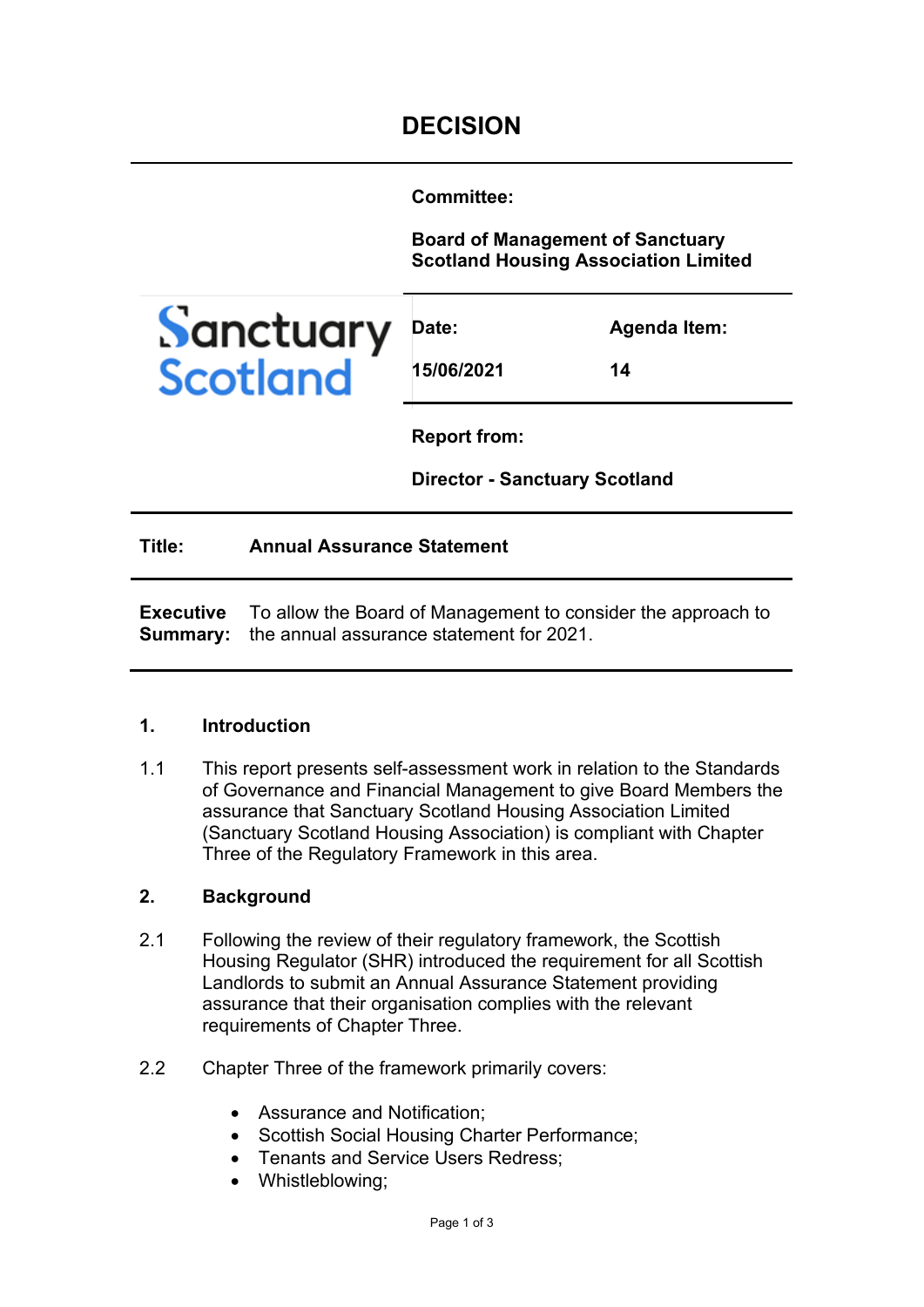# DECISION

**Committee:**

**Board of Management of Sanctuary Scotland Housing Association Limited**

Sanctuary Scotland

| **Date:** | **Agenda Item:** |
|---|---|
| **15/06/2021** | **14** |

**Report from:**

**Director - Sanctuary Scotland**

**Title:** **Annual Assurance Statement**

**Executive Summary:** To allow the Board of Management to consider the approach to the annual assurance statement for 2021.

## 1. Introduction

1.1 This report presents self-assessment work in relation to the Standards of Governance and Financial Management to give Board Members the assurance that Sanctuary Scotland Housing Association Limited (Sanctuary Scotland Housing Association) is compliant with Chapter Three of the Regulatory Framework in this area.

## 2. Background

2.1 Following the review of their regulatory framework, the Scottish Housing Regulator (SHR) introduced the requirement for all Scottish Landlords to submit an Annual Assurance Statement providing assurance that their organisation complies with the relevant requirements of Chapter Three.

2.2 Chapter Three of the framework primarily covers:

- Assurance and Notification;
- Scottish Social Housing Charter Performance;
- Tenants and Service Users Redress;
- Whistleblowing;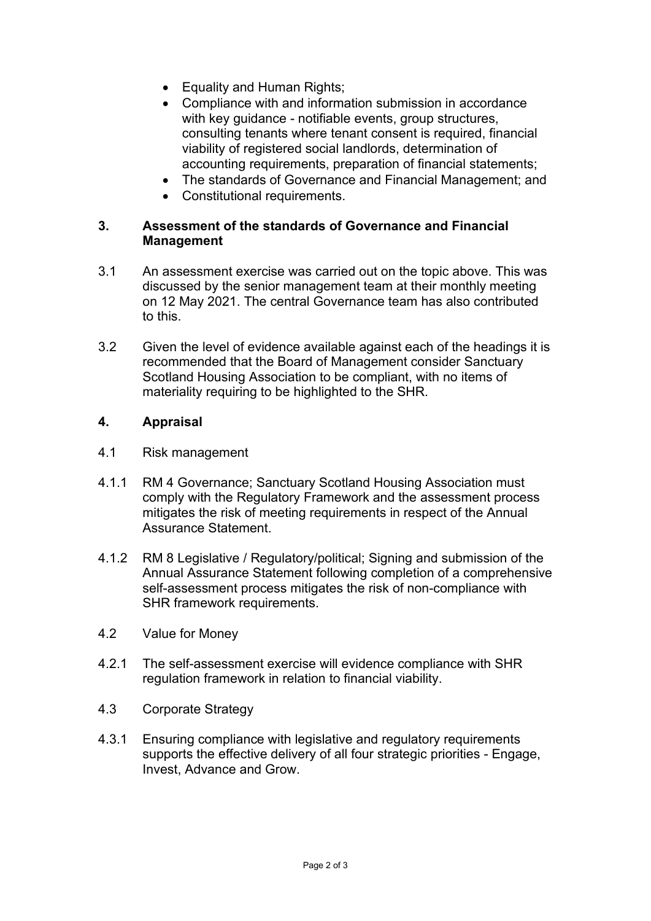- Equality and Human Rights;
- Compliance with and information submission in accordance with key guidance - notifiable events, group structures, consulting tenants where tenant consent is required, financial viability of registered social landlords, determination of accounting requirements, preparation of financial statements;
- The standards of Governance and Financial Management; and
- Constitutional requirements.

## 3. Assessment of the standards of Governance and Financial Management

3.1 An assessment exercise was carried out on the topic above. This was discussed by the senior management team at their monthly meeting on 12 May 2021. The central Governance team has also contributed to this.

3.2 Given the level of evidence available against each of the headings it is recommended that the Board of Management consider Sanctuary Scotland Housing Association to be compliant, with no items of materiality requiring to be highlighted to the SHR.

## 4. Appraisal

4.1 Risk management

4.1.1 RM 4 Governance; Sanctuary Scotland Housing Association must comply with the Regulatory Framework and the assessment process mitigates the risk of meeting requirements in respect of the Annual Assurance Statement.

4.1.2 RM 8 Legislative / Regulatory/political; Signing and submission of the Annual Assurance Statement following completion of a comprehensive self-assessment process mitigates the risk of non-compliance with SHR framework requirements.

4.2 Value for Money

4.2.1 The self-assessment exercise will evidence compliance with SHR regulation framework in relation to financial viability.

4.3 Corporate Strategy

4.3.1 Ensuring compliance with legislative and regulatory requirements supports the effective delivery of all four strategic priorities - Engage, Invest, Advance and Grow.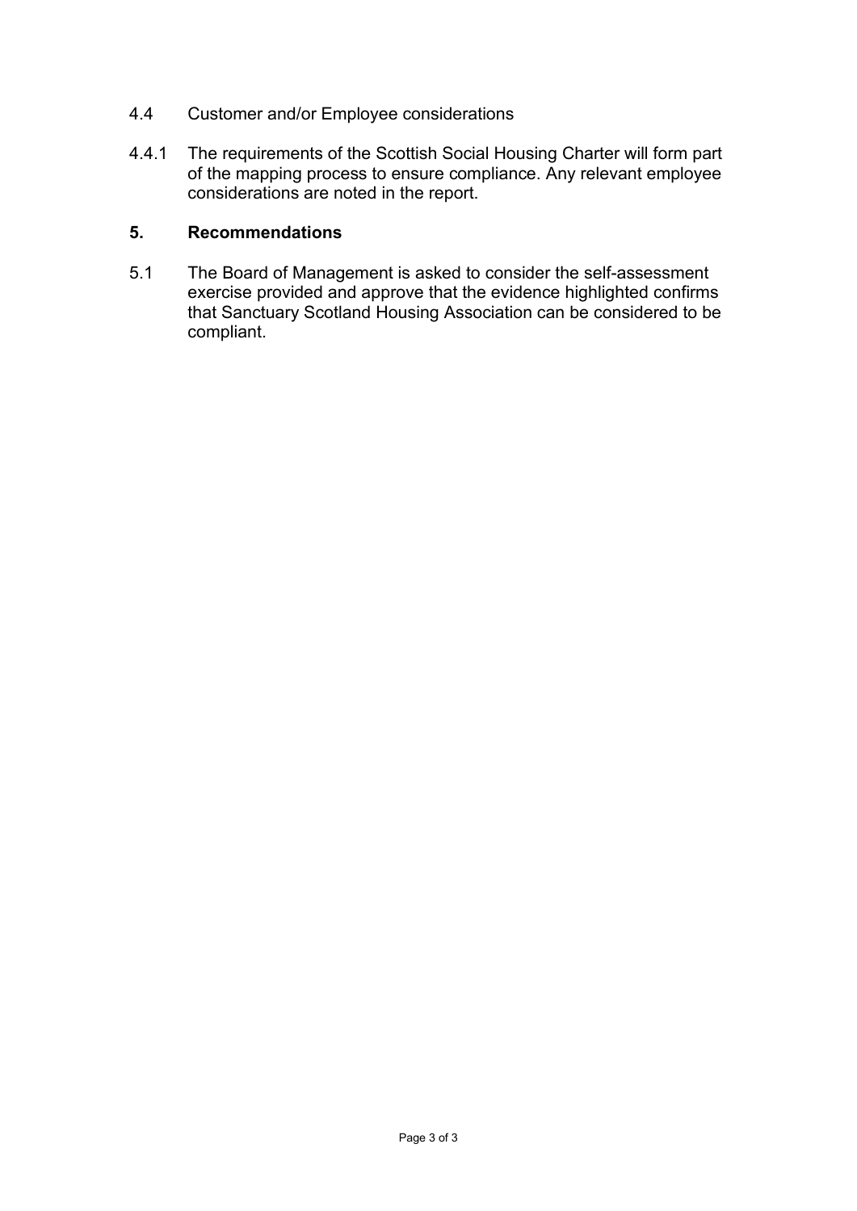4.4 Customer and/or Employee considerations

4.4.1 The requirements of the Scottish Social Housing Charter will form part of the mapping process to ensure compliance. Any relevant employee considerations are noted in the report.

## 5. Recommendations

5.1 The Board of Management is asked to consider the self-assessment exercise provided and approve that the evidence highlighted confirms that Sanctuary Scotland Housing Association can be considered to be compliant.